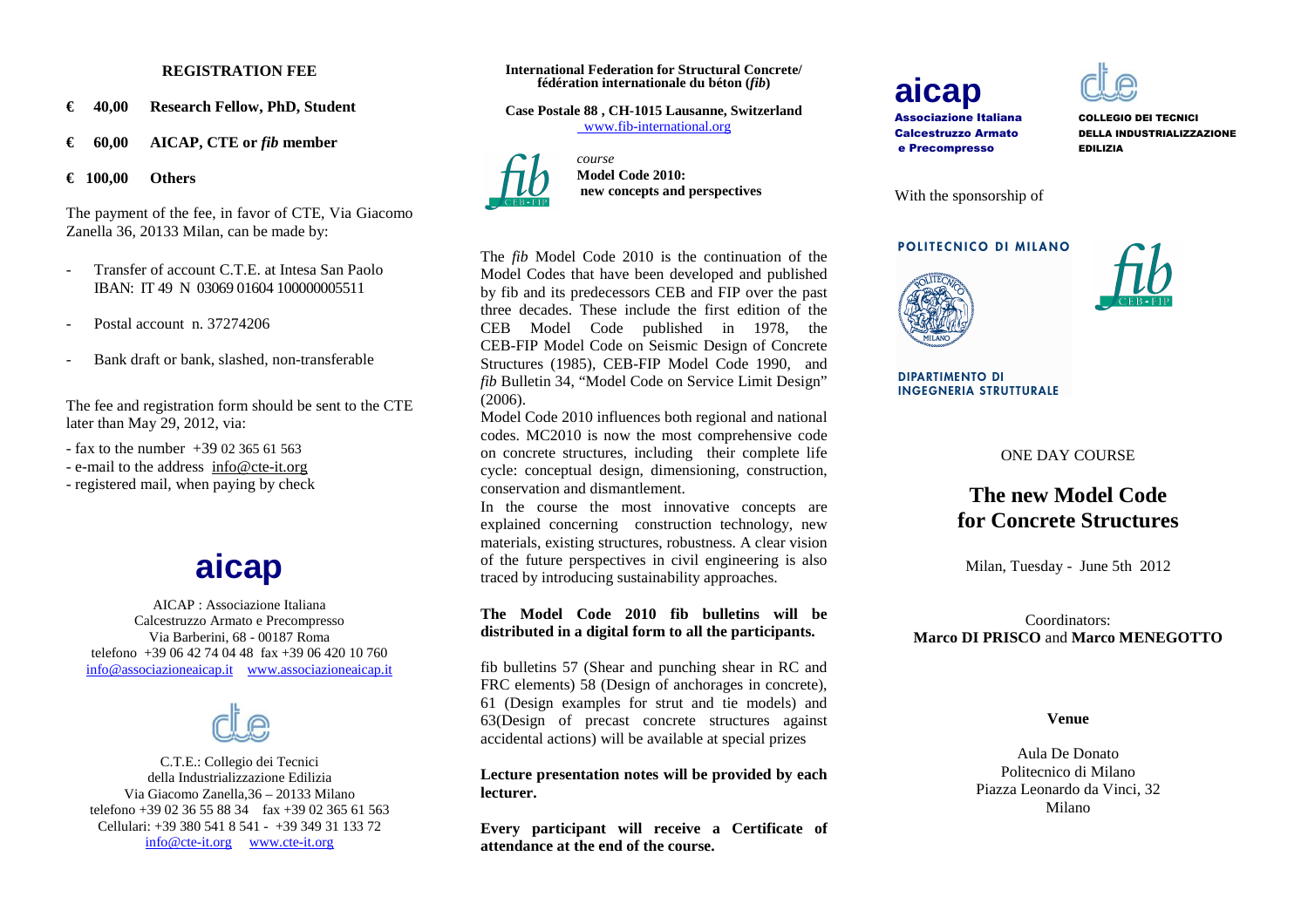## REGISTRATION FEE

- **€ 40,00 Research Fellow, PhD, Student**
- **€ 60,00 AICAP, CTE or *fib* member**
- **€ 100,00 Others**

The payment of the fee, in favor of CTE, Via Giacomo Zanella 36, 20133 Milan, can be made by:

- Transfer of account C.T.E. at Intesa San Paolo IBAN: IT 49 N 03069 01604 100000005511
- Postal account n. 37274206
- Bank draft or bank, slashed, non-transferable

The fee and registration form should be sent to the CTE later than May 29, 2012, via:

- fax to the number +39 02 365 61 563
- e-mail to the address info@cte-it.org
- registered mail, when paying by check

**aicap**

AICAP : Associazione Italiana
Calcestruzzo Armato e Precompresso
Via Barberini, 68 - 00187 Roma
telefono +39 06 42 74 04 48 fax +39 06 420 10 760
info@associazioneaicap.it www.associazioneaicap.it

**cte**

C.T.E.: Collegio dei Tecnici
della Industrializzazione Edilizia
Via Giacomo Zanella,36 – 20133 Milano
telefono +39 02 36 55 88 34 fax +39 02 365 61 563
Cellulari: +39 380 541 8 541 - +39 349 31 133 72
info@cte-it.org www.cte-it.org

**International Federation for Structural Concrete/ fédération internationale du béton (*fib*)**

**Case Postale 88 , CH-1015 Lausanne, Switzerland**
www.fib-international.org

*course*
**Model Code 2010: new concepts and perspectives**

The *fib* Model Code 2010 is the continuation of the Model Codes that have been developed and published by fib and its predecessors CEB and FIP over the past three decades. These include the first edition of the CEB Model Code published in 1978, the CEB-FIP Model Code on Seismic Design of Concrete Structures (1985), CEB-FIP Model Code 1990, and *fib* Bulletin 34, "Model Code on Service Limit Design" (2006).

Model Code 2010 influences both regional and national codes. MC2010 is now the most comprehensive code on concrete structures, including their complete life cycle: conceptual design, dimensioning, construction, conservation and dismantlement.

In the course the most innovative concepts are explained concerning construction technology, new materials, existing structures, robustness. A clear vision of the future perspectives in civil engineering is also traced by introducing sustainability approaches.

**The Model Code 2010 fib bulletins will be distributed in a digital form to all the participants.**

fib bulletins 57 (Shear and punching shear in RC and FRC elements) 58 (Design of anchorages in concrete), 61 (Design examples for strut and tie models) and 63(Design of precast concrete structures against accidental actions) will be available at special prizes

**Lecture presentation notes will be provided by each lecturer.**

**Every participant will receive a Certificate of attendance at the end of the course.**

**aicap**
Associazione Italiana Calcestruzzo Armato e Precompresso

**cte**
COLLEGIO DEI TECNICI DELLA INDUSTRIALIZZAZIONE EDILIZIA

With the sponsorship of

POLITECNICO DI MILANO
DIPARTIMENTO DI INGEGNERIA STRUTTURALE

*fib* CEB-FIP

ONE DAY COURSE

# The new Model Code for Concrete Structures

Milan, Tuesday - June 5th 2012

Coordinators:
**Marco DI PRISCO** and **Marco MENEGOTTO**

**Venue**

Aula De Donato
Politecnico di Milano
Piazza Leonardo da Vinci, 32
Milano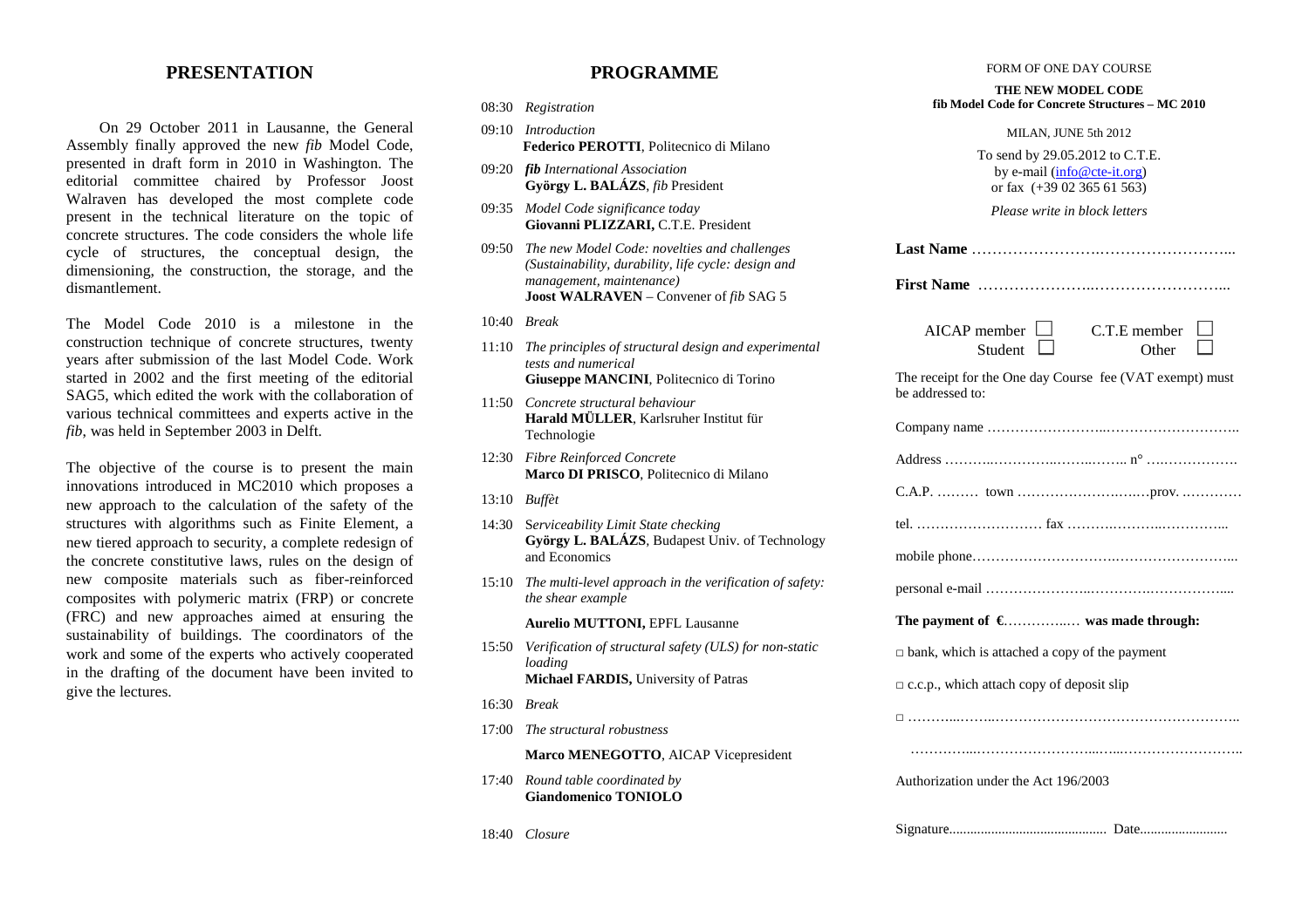## PRESENTATION

On 29 October 2011 in Lausanne, the General Assembly finally approved the new *fib* Model Code, presented in draft form in 2010 in Washington. The editorial committee chaired by Professor Joost Walraven has developed the most complete code present in the technical literature on the topic of concrete structures. The code considers the whole life cycle of structures, the conceptual design, the dimensioning, the construction, the storage, and the dismantlement.

The Model Code 2010 is a milestone in the construction technique of concrete structures, twenty years after submission of the last Model Code. Work started in 2002 and the first meeting of the editorial SAG5, which edited the work with the collaboration of various technical committees and experts active in the *fib*, was held in September 2003 in Delft.

The objective of the course is to present the main innovations introduced in MC2010 which proposes a new approach to the calculation of the safety of the structures with algorithms such as Finite Element, a new tiered approach to security, a complete redesign of the concrete constitutive laws, rules on the design of new composite materials such as fiber-reinforced composites with polymeric matrix (FRP) or concrete (FRC) and new approaches aimed at ensuring the sustainability of buildings. The coordinators of the work and some of the experts who actively cooperated in the drafting of the document have been invited to give the lectures.

## PROGRAMME

08:30 *Registration*

09:10 *Introduction*
**Federico PEROTTI**, Politecnico di Milano

09:20 ***fib** International Association*
**György L. BALÁZS**, *fib* President

09:35 *Model Code significance today*
**Giovanni PLIZZARI,** C.T.E. President

09:50 *The new Model Code: novelties and challenges (Sustainability, durability, life cycle: design and management, maintenance)*
**Joost WALRAVEN** – Convener of *fib* SAG 5

10:40 *Break*

11:10 *The principles of structural design and experimental tests and numerical*
**Giuseppe MANCINI**, Politecnico di Torino

11:50 *Concrete structural behaviour*
**Harald MÜLLER**, Karlsruher Institut für Technologie

12:30 *Fibre Reinforced Concrete*
**Marco DI PRISCO**, Politecnico di Milano

13:10 *Buffèt*

14:30 *Serviceability Limit State checking*
**György L. BALÁZS**, Budapest Univ. of Technology and Economics

15:10 *The multi-level approach in the verification of safety: the shear example*
**Aurelio MUTTONI,** EPFL Lausanne

15:50 *Verification of structural safety (ULS) for non-static loading*
**Michael FARDIS,** University of Patras

16:30 *Break*

17:00 *The structural robustness*
**Marco MENEGOTTO**, AICAP Vicepresident

17:40 *Round table coordinated by*
**Giandomenico TONIOLO**

18:40 *Closure*

FORM OF ONE DAY COURSE

**THE NEW MODEL CODE**
**fib Model Code for Concrete Structures – MC 2010**

MILAN, JUNE 5th 2012

To send by 29.05.2012 to C.T.E.
by e-mail (info@cte-it.org)
or fax (+39 02 365 61 563)

*Please write in block letters*

**Last Name** ……………………….……………………...

**First Name** …………………..……………………...

AICAP member ☐ C.T.E member ☐
Student ☐ Other ☐

The receipt for the One day Course fee (VAT exempt) must be addressed to:

Company name ……………………..………………………..

Address ………..…………..……..…….. n° …..…………….

C.A.P. ……… town …………………….……prov. …………

tel. ……………………… fax ……….………..…………...

mobile phone………………………….……………………...

personal e-mail …………………..………….……………....

**The payment of €**…………..… **was made through:**

□ bank, which is attached a copy of the payment

□ c.c.p., which attach copy of deposit slip

□ ………...……..……………………………………………..

……………...……………………...…...……………………..

Authorization under the Act 196/2003

Signature............................................ Date.........................